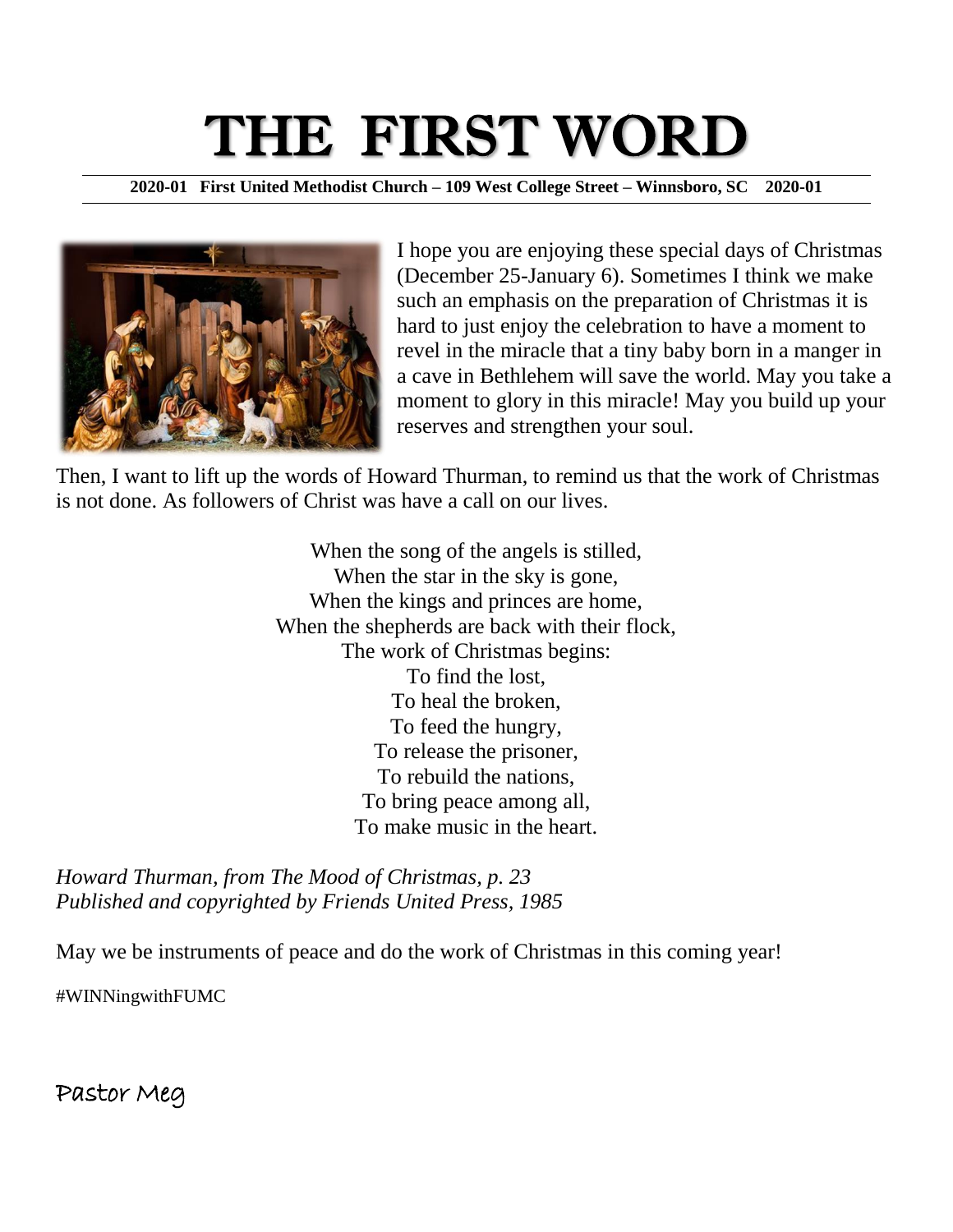# THE FIRST WORD

**2020-01 First United Methodist Church – 109 West College Street – Winnsboro, SC 2020-01**

I hope you are enjoying these special days of Christmas (December 25-January 6). Sometimes I think we make such an emphasis on the preparation of Christmas it is hard to just enjoy the celebration to have a moment to revel in the miracle that a tiny baby born in a manger in a cave in Bethlehem will save the world. May you take a moment to glory in this miracle! May you build up your reserves and strengthen your soul.

Then, I want to lift up the words of Howard Thurman, to remind us that the work of Christmas is not done. As followers of Christ was have a call on our lives.

When the song of the angels is stilled,
When the star in the sky is gone,
When the kings and princes are home,
When the shepherds are back with their flock,
The work of Christmas begins:
To find the lost,
To heal the broken,
To feed the hungry,
To release the prisoner,
To rebuild the nations,
To bring peace among all,
To make music in the heart.

*Howard Thurman, from The Mood of Christmas, p. 23*
*Published and copyrighted by Friends United Press, 1985*

May we be instruments of peace and do the work of Christmas in this coming year!

#WINNingwithFUMC

Pastor Meg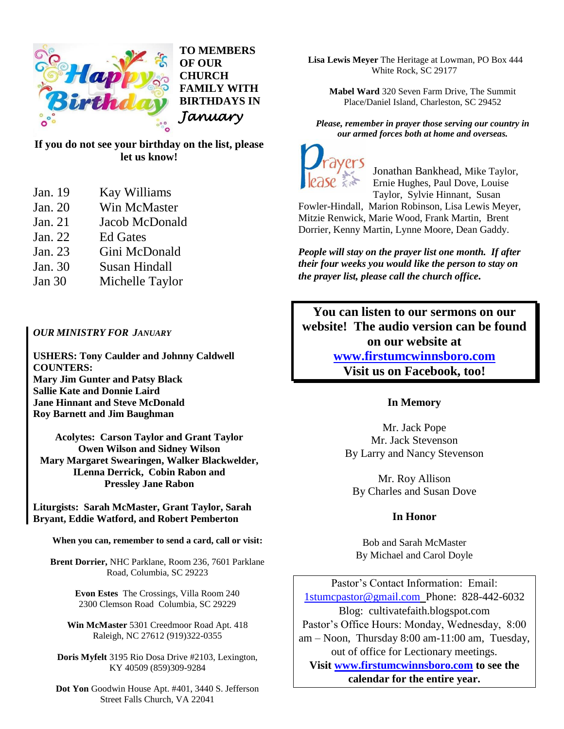## TO MEMBERS OF OUR CHURCH FAMILY WITH BIRTHDAYS IN *January*

**If you do not see your birthday on the list, please let us know!**

| | |
|---|---|
| Jan. 19 | Kay Williams |
| Jan. 20 | Win McMaster |
| Jan. 21 | Jacob McDonald |
| Jan. 22 | Ed Gates |
| Jan. 23 | Gini McDonald |
| Jan. 30 | Susan Hindall |
| Jan 30 | Michelle Taylor |

***OUR MINISTRY FOR JANUARY***

**USHERS: Tony Caulder and Johnny Caldwell**
**COUNTERS:**
**Mary Jim Gunter and Patsy Black**
**Sallie Kate and Donnie Laird**
**Jane Hinnant and Steve McDonald**
**Roy Barnett and Jim Baughman**

**Acolytes: Carson Taylor and Grant Taylor**
**Owen Wilson and Sidney Wilson**
**Mary Margaret Swearingen, Walker Blackwelder, ILenna Derrick, Cobin Rabon and Pressley Jane Rabon**

**Liturgists: Sarah McMaster, Grant Taylor, Sarah Bryant, Eddie Watford, and Robert Pemberton**

**When you can, remember to send a card, call or visit:**

**Brent Dorrier,** NHC Parklane, Room 236, 7601 Parklane Road, Columbia, SC 29223

**Evon Estes** The Crossings, Villa Room 240 2300 Clemson Road Columbia, SC 29229

**Win McMaster** 5301 Creedmoor Road Apt. 418 Raleigh, NC 27612 (919)322-0355

**Doris Myfelt** 3195 Rio Dosa Drive #2103, Lexington, KY 40509 (859)309-9284

**Dot Yon** Goodwin House Apt. #401, 3440 S. Jefferson Street Falls Church, VA 22041

**Lisa Lewis Meyer** The Heritage at Lowman, PO Box 444 White Rock, SC 29177

**Mabel Ward** 320 Seven Farm Drive, The Summit Place/Daniel Island, Charleston, SC 29452

***Please, remember in prayer those serving our country in our armed forces both at home and overseas.***

Prayers Please

Jonathan Bankhead, Mike Taylor, Ernie Hughes, Paul Dove, Louise Taylor, Sylvie Hinnant, Susan Fowler-Hindall, Marion Robinson, Lisa Lewis Meyer, Mitzie Renwick, Marie Wood, Frank Martin, Brent Dorrier, Kenny Martin, Lynne Moore, Dean Gaddy.

***People will stay on the prayer list one month. If after their four weeks you would like the person to stay on the prayer list, please call the church office.***

**You can listen to our sermons on our website! The audio version can be found on our website at [www.firstumcwinnsboro.com](http://www.firstumcwinnsboro.com)**
**Visit us on Facebook, too!**

### In Memory

Mr. Jack Pope
Mr. Jack Stevenson
By Larry and Nancy Stevenson

Mr. Roy Allison
By Charles and Susan Dove

### In Honor

Bob and Sarah McMaster
By Michael and Carol Doyle

Pastor's Contact Information: Email: 1stumcpastor@gmail.com Phone: 828-442-6032
Blog: cultivatefaith.blogspot.com
Pastor's Office Hours: Monday, Wednesday, 8:00 am – Noon, Thursday 8:00 am-11:00 am, Tuesday, out of office for Lectionary meetings.
**Visit [www.firstumcwinnsboro.com](http://www.firstumcwinnsboro.com) to see the calendar for the entire year.**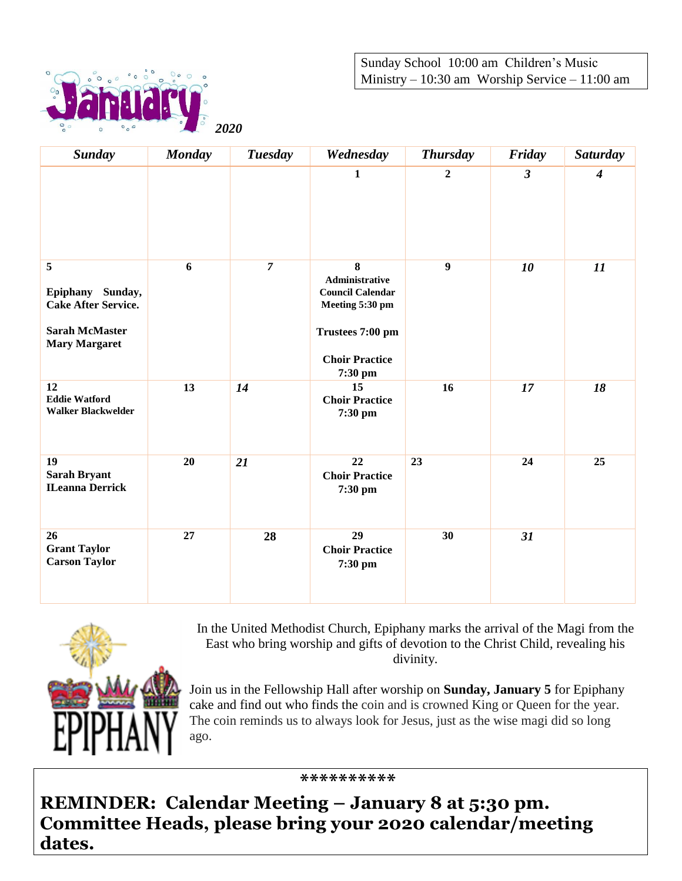Sunday School 10:00 am Children's Music Ministry – 10:30 am Worship Service – 11:00 am

# January 2020

| Sunday | Monday | Tuesday | Wednesday | Thursday | Friday | Saturday |
|---|---|---|---|---|---|---|
| | | | **1** | **2** | ***3*** | ***4*** |
| **5**<br>**Epiphany Sunday, Cake After Service.**<br>**Sarah McMaster**<br>**Mary Margaret** | **6** | ***7*** | **8**<br>**Administrative Council Calendar Meeting 5:30 pm**<br>**Trustees 7:00 pm**<br>**Choir Practice 7:30 pm** | **9** | ***10*** | ***11*** |
| **12**<br>**Eddie Watford**<br>**Walker Blackwelder** | **13** | ***14*** | **15**<br>**Choir Practice 7:30 pm** | **16** | ***17*** | ***18*** |
| **19**<br>**Sarah Bryant**<br>**ILeanna Derrick** | **20** | ***21*** | **22**<br>**Choir Practice 7:30 pm** | **23** | **24** | **25** |
| **26**<br>**Grant Taylor**<br>**Carson Taylor** | **27** | **28** | **29**<br>**Choir Practice 7:30 pm** | **30** | ***31*** | |

EPIPHANY

In the United Methodist Church, Epiphany marks the arrival of the Magi from the East who bring worship and gifts of devotion to the Christ Child, revealing his divinity.

Join us in the Fellowship Hall after worship on **Sunday, January 5** for Epiphany cake and find out who finds the coin and is crowned King or Queen for the year. The coin reminds us to always look for Jesus, just as the wise magi did so long ago.

**\*\*\*\*\*\*\*\*\*\***

**REMINDER: Calendar Meeting – January 8 at 5:30 pm. Committee Heads, please bring your 2020 calendar/meeting dates.**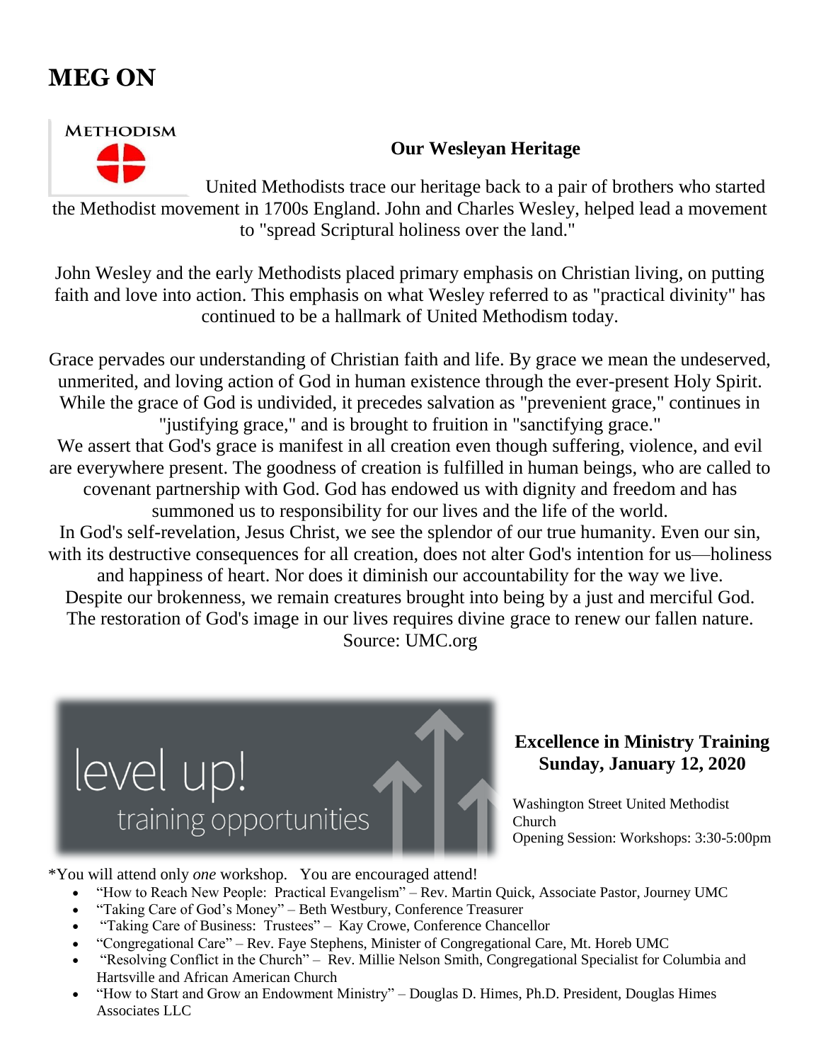# MEG ON

METHODISM

### Our Wesleyan Heritage

United Methodists trace our heritage back to a pair of brothers who started the Methodist movement in 1700s England. John and Charles Wesley, helped lead a movement to "spread Scriptural holiness over the land."

John Wesley and the early Methodists placed primary emphasis on Christian living, on putting faith and love into action. This emphasis on what Wesley referred to as "practical divinity" has continued to be a hallmark of United Methodism today.

Grace pervades our understanding of Christian faith and life. By grace we mean the undeserved, unmerited, and loving action of God in human existence through the ever-present Holy Spirit. While the grace of God is undivided, it precedes salvation as "prevenient grace," continues in "justifying grace," and is brought to fruition in "sanctifying grace."
We assert that God's grace is manifest in all creation even though suffering, violence, and evil are everywhere present. The goodness of creation is fulfilled in human beings, who are called to covenant partnership with God. God has endowed us with dignity and freedom and has summoned us to responsibility for our lives and the life of the world.
In God's self-revelation, Jesus Christ, we see the splendor of our true humanity. Even our sin, with its destructive consequences for all creation, does not alter God's intention for us—holiness and happiness of heart. Nor does it diminish our accountability for the way we live.
Despite our brokenness, we remain creatures brought into being by a just and merciful God. The restoration of God's image in our lives requires divine grace to renew our fallen nature.
Source: UMC.org

level up!
training opportunities

### Excellence in Ministry Training
### Sunday, January 12, 2020

Washington Street United Methodist Church
Opening Session: Workshops: 3:30-5:00pm

*You will attend only *one* workshop. You are encouraged attend!

- "How to Reach New People: Practical Evangelism" – Rev. Martin Quick, Associate Pastor, Journey UMC
- "Taking Care of God's Money" – Beth Westbury, Conference Treasurer
- "Taking Care of Business: Trustees" – Kay Crowe, Conference Chancellor
- "Congregational Care" – Rev. Faye Stephens, Minister of Congregational Care, Mt. Horeb UMC
- "Resolving Conflict in the Church" – Rev. Millie Nelson Smith, Congregational Specialist for Columbia and Hartsville and African American Church
- "How to Start and Grow an Endowment Ministry" – Douglas D. Himes, Ph.D. President, Douglas Himes Associates LLC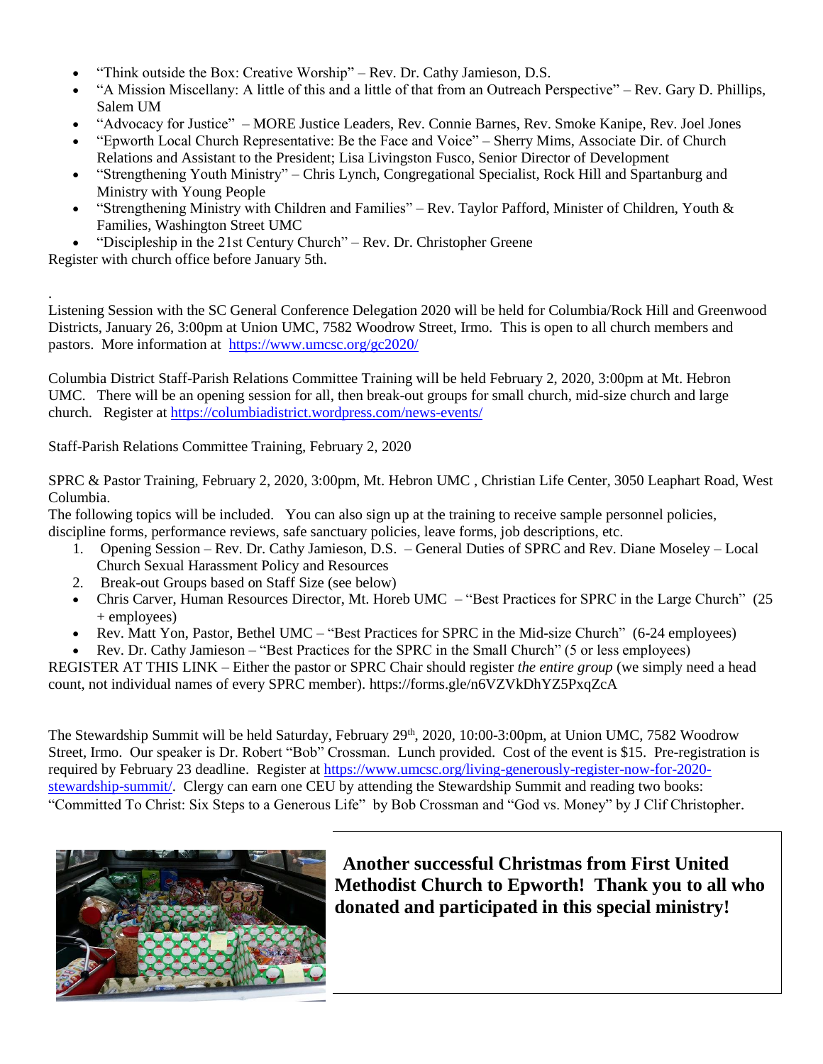- "Think outside the Box: Creative Worship" – Rev. Dr. Cathy Jamieson, D.S.
- "A Mission Miscellany: A little of this and a little of that from an Outreach Perspective" – Rev. Gary D. Phillips, Salem UM
- "Advocacy for Justice" – MORE Justice Leaders, Rev. Connie Barnes, Rev. Smoke Kanipe, Rev. Joel Jones
- "Epworth Local Church Representative: Be the Face and Voice" – Sherry Mims, Associate Dir. of Church Relations and Assistant to the President; Lisa Livingston Fusco, Senior Director of Development
- "Strengthening Youth Ministry" – Chris Lynch, Congregational Specialist, Rock Hill and Spartanburg and Ministry with Young People
- "Strengthening Ministry with Children and Families" – Rev. Taylor Pafford, Minister of Children, Youth & Families, Washington Street UMC
- "Discipleship in the 21st Century Church" – Rev. Dr. Christopher Greene

Register with church office before January 5th.

Listening Session with the SC General Conference Delegation 2020 will be held for Columbia/Rock Hill and Greenwood Districts, January 26, 3:00pm at Union UMC, 7582 Woodrow Street, Irmo. This is open to all church members and pastors. More information at https://www.umcsc.org/gc2020/

Columbia District Staff-Parish Relations Committee Training will be held February 2, 2020, 3:00pm at Mt. Hebron UMC. There will be an opening session for all, then break-out groups for small church, mid-size church and large church. Register at https://columbiadistrict.wordpress.com/news-events/

Staff-Parish Relations Committee Training, February 2, 2020

SPRC & Pastor Training, February 2, 2020, 3:00pm, Mt. Hebron UMC , Christian Life Center, 3050 Leaphart Road, West Columbia.

The following topics will be included. You can also sign up at the training to receive sample personnel policies, discipline forms, performance reviews, safe sanctuary policies, leave forms, job descriptions, etc.

1. Opening Session – Rev. Dr. Cathy Jamieson, D.S. – General Duties of SPRC and Rev. Diane Moseley – Local Church Sexual Harassment Policy and Resources
2. Break-out Groups based on Staff Size (see below)

- Chris Carver, Human Resources Director, Mt. Horeb UMC – "Best Practices for SPRC in the Large Church" (25 + employees)
- Rev. Matt Yon, Pastor, Bethel UMC – "Best Practices for SPRC in the Mid-size Church" (6-24 employees)
- Rev. Dr. Cathy Jamieson – "Best Practices for the SPRC in the Small Church" (5 or less employees)

REGISTER AT THIS LINK – Either the pastor or SPRC Chair should register *the entire group* (we simply need a head count, not individual names of every SPRC member). https://forms.gle/n6VZVkDhYZ5PxqZcA

The Stewardship Summit will be held Saturday, February 29th, 2020, 10:00-3:00pm, at Union UMC, 7582 Woodrow Street, Irmo. Our speaker is Dr. Robert "Bob" Crossman. Lunch provided. Cost of the event is $15. Pre-registration is required by February 23 deadline. Register at https://www.umcsc.org/living-generously-register-now-for-2020-stewardship-summit/. Clergy can earn one CEU by attending the Stewardship Summit and reading two books: "Committed To Christ: Six Steps to a Generous Life" by Bob Crossman and "God vs. Money" by J Clif Christopher.

**Another successful Christmas from First United Methodist Church to Epworth! Thank you to all who donated and participated in this special ministry!**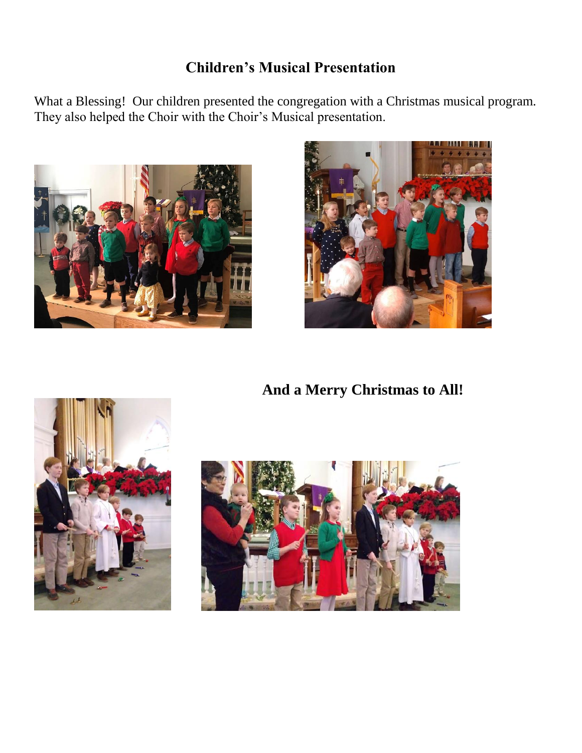## Children's Musical Presentation

What a Blessing! Our children presented the congregation with a Christmas musical program. They also helped the Choir with the Choir's Musical presentation.

## And a Merry Christmas to All!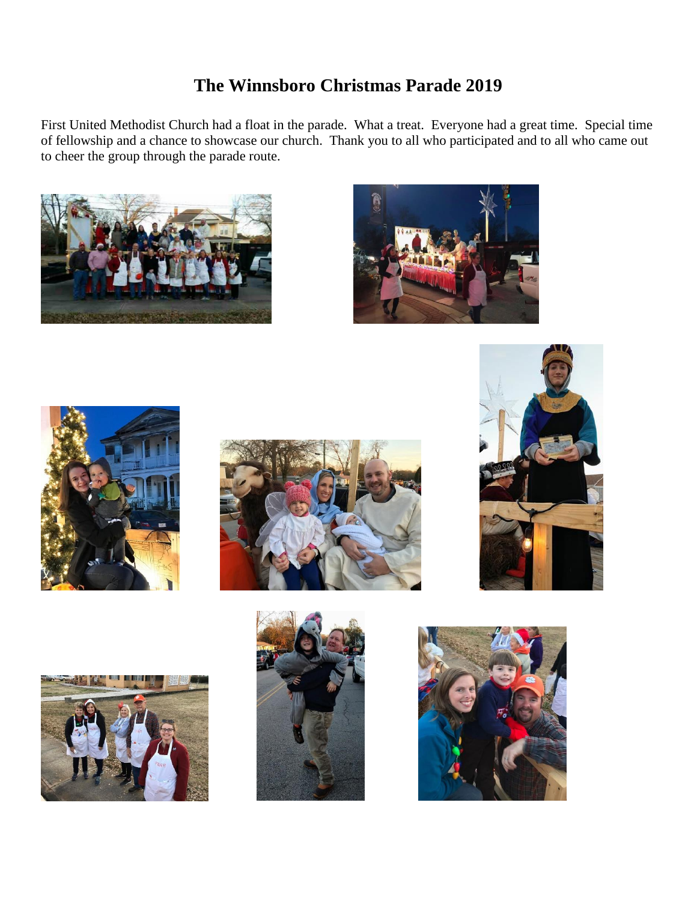# The Winnsboro Christmas Parade 2019

First United Methodist Church had a float in the parade. What a treat. Everyone had a great time. Special time of fellowship and a chance to showcase our church. Thank you to all who participated and to all who came out to cheer the group through the parade route.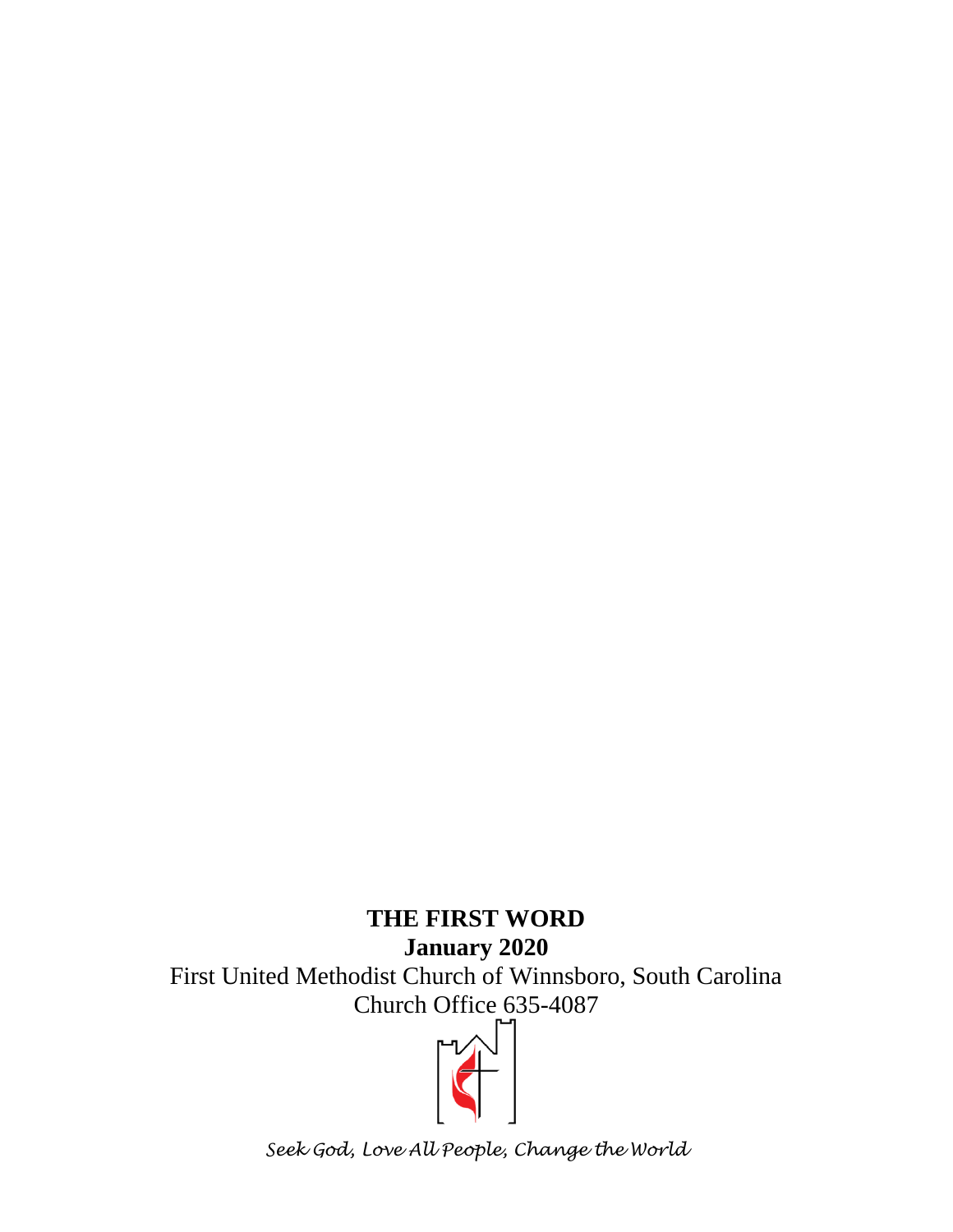**THE FIRST WORD**

**January 2020**

First United Methodist Church of Winnsboro, South Carolina

Church Office 635-4087

*Seek God, Love All People, Change the World*